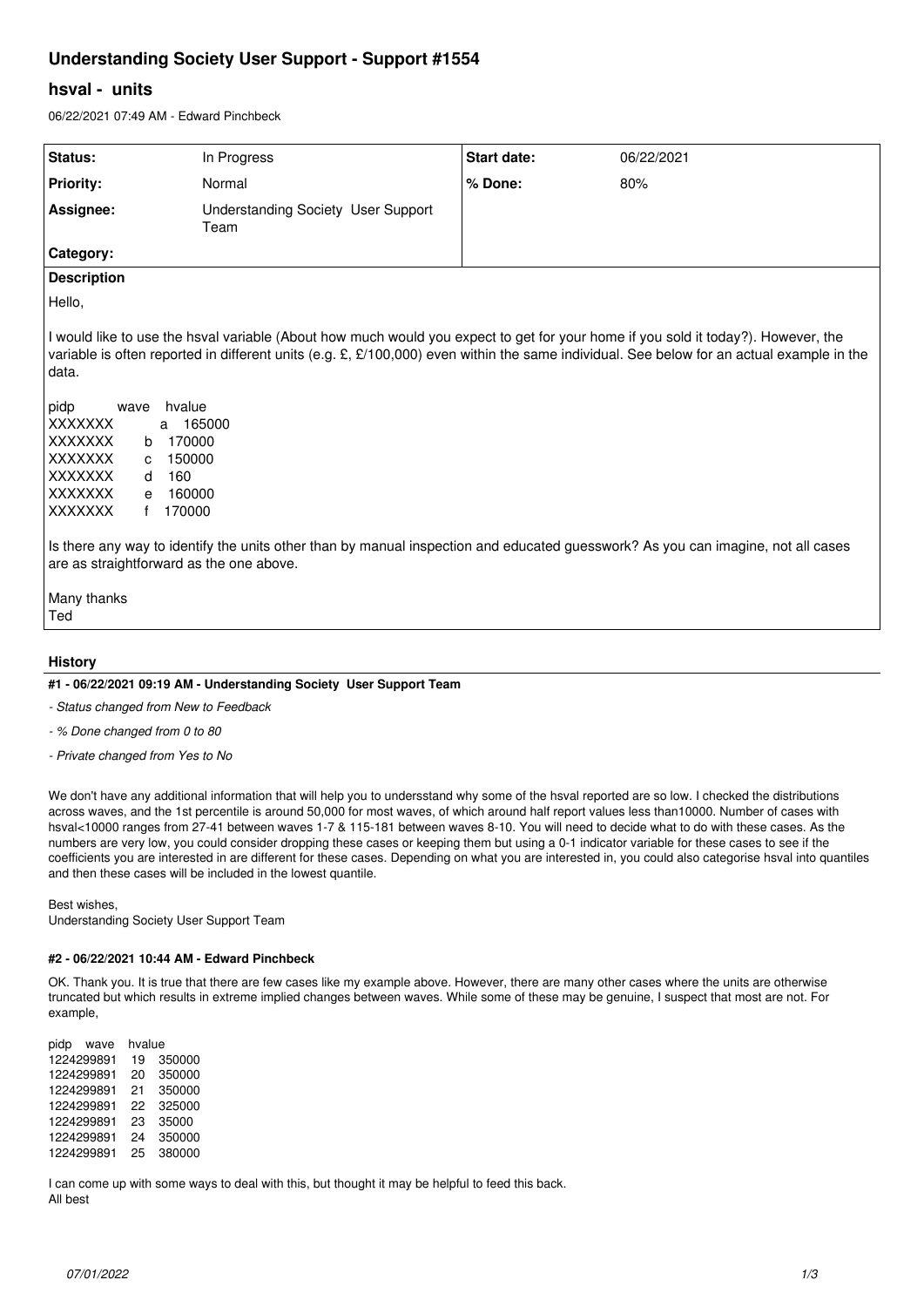# Understanding Society User Support - Support #1554

## hsval - units

06/22/2021 07:49 AM - Edward Pinchbeck

| Status: | In Progress | Start date: | 06/22/2021 |
|---|---|---|---|
| Priority: | Normal | % Done: | 80% |
| Assignee: | Understanding Society User Support Team | | |
| Category: | | | |

**Description**

Hello,

I would like to use the hsval variable (About how much would you expect to get for your home if you sold it today?). However, the variable is often reported in different units (e.g. £, £/100,000) even within the same individual. See below for an actual example in the data.

| pidp | wave | hvalue |
|---|---|---|
| XXXXXXX | a | 165000 |
| XXXXXXX | b | 170000 |
| XXXXXXX | c | 150000 |
| XXXXXXX | d | 160 |
| XXXXXXX | e | 160000 |
| XXXXXXX | f | 170000 |

Is there any way to identify the units other than by manual inspection and educated guesswork? As you can imagine, not all cases are as straightforward as the one above.

Many thanks
Ted

## History

### #1 - 06/22/2021 09:19 AM - Understanding Society User Support Team

- *Status changed from New to Feedback*
- *% Done changed from 0 to 80*
- *Private changed from Yes to No*

We don't have any additional information that will help you to undersstand why some of the hsval reported are so low. I checked the distributions across waves, and the 1st percentile is around 50,000 for most waves, of which around half report values less than10000. Number of cases with hsval<10000 ranges from 27-41 between waves 1-7 & 115-181 between waves 8-10. You will need to decide what to do with these cases. As the numbers are very low, you could consider dropping these cases or keeping them but using a 0-1 indicator variable for these cases to see if the coefficients you are interested in are different for these cases. Depending on what you are interested in, you could also categorise hsval into quantiles and then these cases will be included in the lowest quantile.

Best wishes,
Understanding Society User Support Team

### #2 - 06/22/2021 10:44 AM - Edward Pinchbeck

OK. Thank you. It is true that there are few cases like my example above. However, there are many other cases where the units are otherwise truncated but which results in extreme implied changes between waves. While some of these may be genuine, I suspect that most are not. For example,

| pidp | wave | hvalue |
|---|---|---|
| 1224299891 | 19 | 350000 |
| 1224299891 | 20 | 350000 |
| 1224299891 | 21 | 350000 |
| 1224299891 | 22 | 325000 |
| 1224299891 | 23 | 35000 |
| 1224299891 | 24 | 350000 |
| 1224299891 | 25 | 380000 |

I can come up with some ways to deal with this, but thought it may be helpful to feed this back.
All best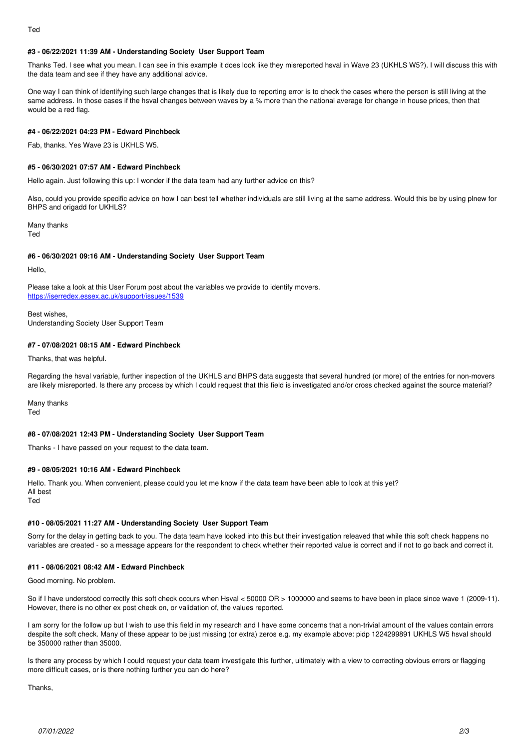Ted

#### #3 - 06/22/2021 11:39 AM - Understanding Society User Support Team

Thanks Ted. I see what you mean. I can see in this example it does look like they misreported hsval in Wave 23 (UKHLS W5?). I will discuss this with the data team and see if they have any additional advice.

One way I can think of identifying such large changes that is likely due to reporting error is to check the cases where the person is still living at the same address. In those cases if the hsval changes between waves by a % more than the national average for change in house prices, then that would be a red flag.

#### #4 - 06/22/2021 04:23 PM - Edward Pinchbeck

Fab, thanks. Yes Wave 23 is UKHLS W5.

#### #5 - 06/30/2021 07:57 AM - Edward Pinchbeck

Hello again. Just following this up: I wonder if the data team had any further advice on this?

Also, could you provide specific advice on how I can best tell whether individuals are still living at the same address. Would this be by using plnew for BHPS and origadd for UKHLS?

Many thanks
Ted

#### #6 - 06/30/2021 09:16 AM - Understanding Society User Support Team

Hello,

Please take a look at this User Forum post about the variables we provide to identify movers.
https://iserredex.essex.ac.uk/support/issues/1539

Best wishes,
Understanding Society User Support Team

#### #7 - 07/08/2021 08:15 AM - Edward Pinchbeck

Thanks, that was helpful.

Regarding the hsval variable, further inspection of the UKHLS and BHPS data suggests that several hundred (or more) of the entries for non-movers are likely misreported. Is there any process by which I could request that this field is investigated and/or cross checked against the source material?

Many thanks
Ted

#### #8 - 07/08/2021 12:43 PM - Understanding Society User Support Team

Thanks - I have passed on your request to the data team.

#### #9 - 08/05/2021 10:16 AM - Edward Pinchbeck

Hello. Thank you. When convenient, please could you let me know if the data team have been able to look at this yet?
All best
Ted

#### #10 - 08/05/2021 11:27 AM - Understanding Society User Support Team

Sorry for the delay in getting back to you. The data team have looked into this but their investigation releaved that while this soft check happens no variables are created - so a message appears for the respondent to check whether their reported value is correct and if not to go back and correct it.

#### #11 - 08/06/2021 08:42 AM - Edward Pinchbeck

Good morning. No problem.

So if I have understood correctly this soft check occurs when Hsval < 50000 OR > 1000000 and seems to have been in place since wave 1 (2009-11). However, there is no other ex post check on, or validation of, the values reported.

I am sorry for the follow up but I wish to use this field in my research and I have some concerns that a non-trivial amount of the values contain errors despite the soft check. Many of these appear to be just missing (or extra) zeros e.g. my example above: pidp 1224299891 UKHLS W5 hsval should be 350000 rather than 35000.

Is there any process by which I could request your data team investigate this further, ultimately with a view to correcting obvious errors or flagging more difficult cases, or is there nothing further you can do here?

Thanks,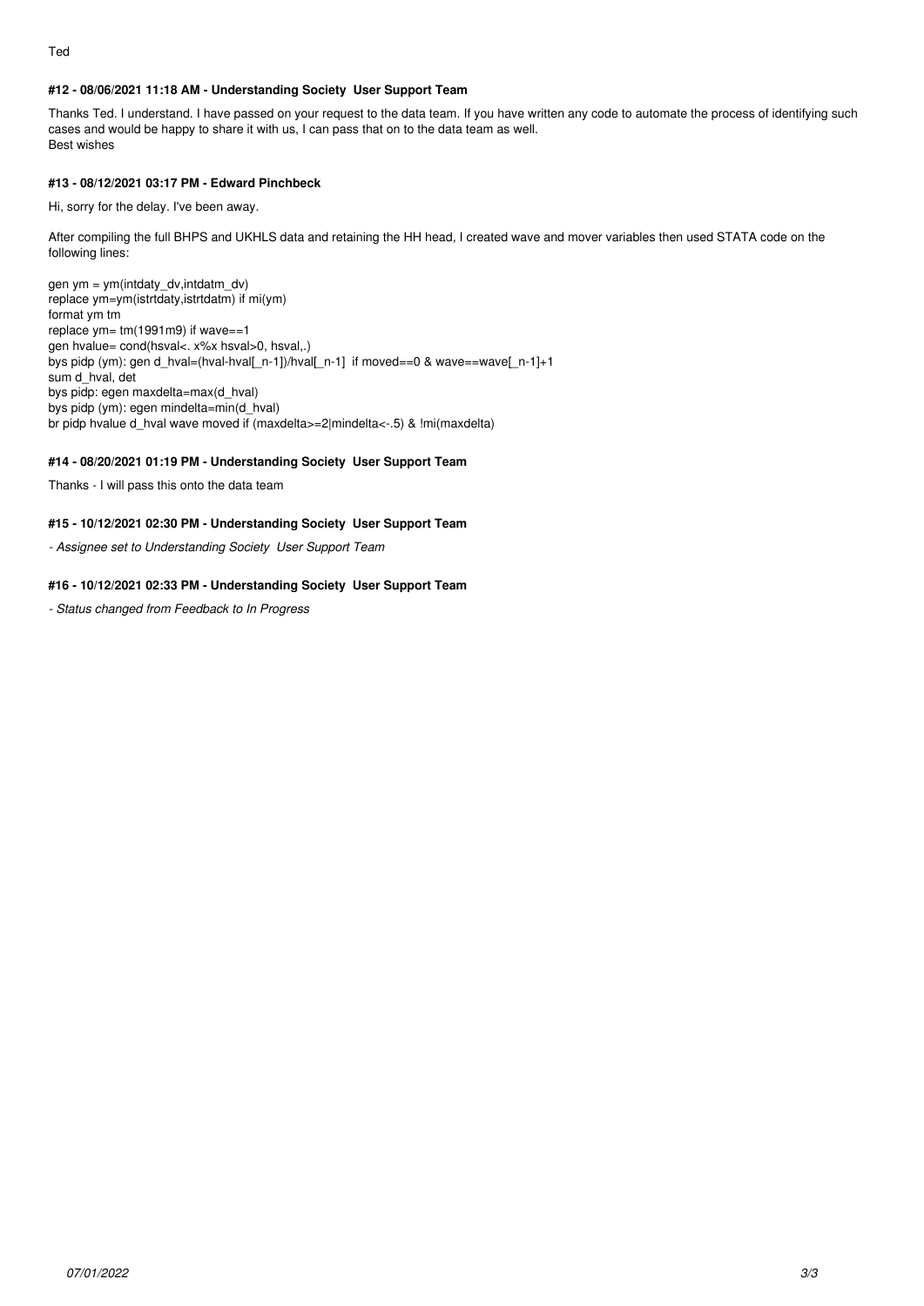Ted

#### #12 - 08/06/2021 11:18 AM - Understanding Society User Support Team

Thanks Ted. I understand. I have passed on your request to the data team. If you have written any code to automate the process of identifying such cases and would be happy to share it with us, I can pass that on to the data team as well.
Best wishes

#### #13 - 08/12/2021 03:17 PM - Edward Pinchbeck

Hi, sorry for the delay. I've been away.

After compiling the full BHPS and UKHLS data and retaining the HH head, I created wave and mover variables then used STATA code on the following lines:

```
gen ym = ym(intdaty_dv,intdatm_dv)
replace ym=ym(istrtdaty,istrtdatm) if mi(ym)
format ym tm
replace ym= tm(1991m9) if wave==1
gen hvalue= cond(hsval<. x%x hsval>0, hsval,.)
bys pidp (ym): gen d_hval=(hval-hval[_n-1])/hval[_n-1]  if moved==0 & wave==wave[_n-1]+1
sum d_hval, det
bys pidp: egen maxdelta=max(d_hval)
bys pidp (ym): egen mindelta=min(d_hval)
br pidp hvalue d_hval wave moved if (maxdelta>=2|mindelta<-.5) & !mi(maxdelta)
```

#### #14 - 08/20/2021 01:19 PM - Understanding Society User Support Team

Thanks - I will pass this onto the data team

#### #15 - 10/12/2021 02:30 PM - Understanding Society User Support Team

*- Assignee set to Understanding Society User Support Team*

#### #16 - 10/12/2021 02:33 PM - Understanding Society User Support Team

*- Status changed from Feedback to In Progress*